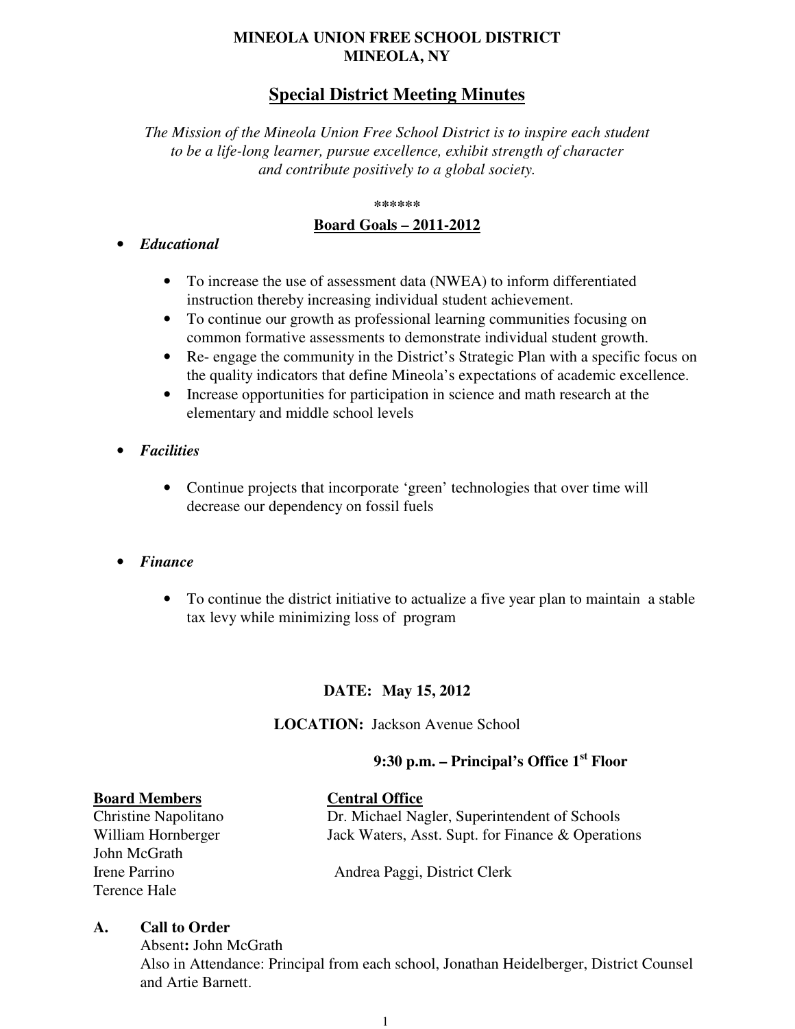**MINEOLA UNION FREE SCHOOL DISTRICT**
**MINEOLA, NY**

# Special District Meeting Minutes

*The Mission of the Mineola Union Free School District is to inspire each student to be a life-long learner, pursue excellence, exhibit strength of character and contribute positively to a global society.*

******

## Board Goals – 2011-2012

- ***Educational***
  - To increase the use of assessment data (NWEA) to inform differentiated instruction thereby increasing individual student achievement.
  - To continue our growth as professional learning communities focusing on common formative assessments to demonstrate individual student growth.
  - Re- engage the community in the District's Strategic Plan with a specific focus on the quality indicators that define Mineola's expectations of academic excellence.
  - Increase opportunities for participation in science and math research at the elementary and middle school levels

- ***Facilities***
  - Continue projects that incorporate 'green' technologies that over time will decrease our dependency on fossil fuels

- ***Finance***
  - To continue the district initiative to actualize a five year plan to maintain a stable tax levy while minimizing loss of program

**DATE: May 15, 2012**

**LOCATION:** Jackson Avenue School

**9:30 p.m. – Principal's Office 1st Floor**

| **Board Members** | **Central Office** |
|---|---|
| Christine Napolitano | Dr. Michael Nagler, Superintendent of Schools |
| William Hornberger | Jack Waters, Asst. Supt. for Finance & Operations |
| John McGrath | |
| Irene Parrino | Andrea Paggi, District Clerk |
| Terence Hale | |

**A. Call to Order**

Absent**:** John McGrath
Also in Attendance: Principal from each school, Jonathan Heidelberger, District Counsel and Artie Barnett.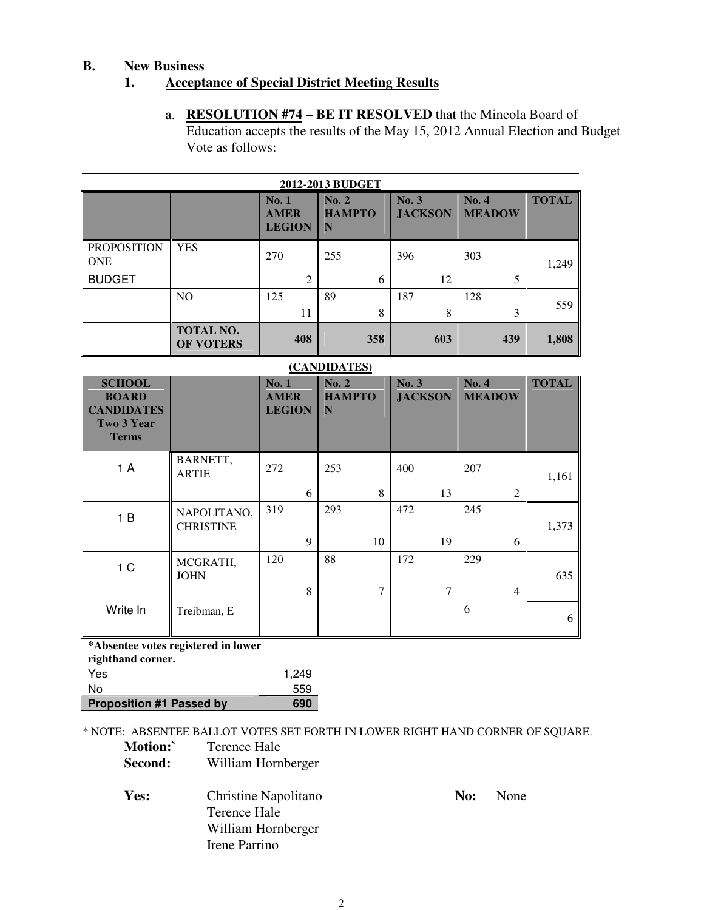**B. New Business**

**1. Acceptance of Special District Meeting Results**

a. **RESOLUTION #74 – BE IT RESOLVED** that the Mineola Board of Education accepts the results of the May 15, 2012 Annual Election and Budget Vote as follows:

**2012-2013 BUDGET**

| | | No. 1 AMER LEGION | No. 2 HAMPTON | No. 3 JACKSON | No. 4 MEADOW | TOTAL |
|---|---|---|---|---|---|---|
| PROPOSITION ONE BUDGET | YES | 270 / 2 | 255 / 6 | 396 / 12 | 303 / 5 | 1,249 |
| | NO | 125 / 11 | 89 / 8 | 187 / 8 | 128 / 3 | 559 |
| | **TOTAL NO. OF VOTERS** | **408** | **358** | **603** | **439** | **1,808** |

**(CANDIDATES)**

| **SCHOOL BOARD CANDIDATES Two 3 Year Terms** | | No. 1 AMER LEGION | No. 2 HAMPTON | No. 3 JACKSON | No. 4 MEADOW | TOTAL |
|---|---|---|---|---|---|---|
| 1 A | BARNETT, ARTIE | 272 / 6 | 253 / 8 | 400 / 13 | 207 / 2 | 1,161 |
| 1 B | NAPOLITANO, CHRISTINE | 319 / 9 | 293 / 10 | 472 / 19 | 245 / 6 | 1,373 |
| 1 C | MCGRATH, JOHN | 120 / 8 | 88 / 7 | 172 / 7 | 229 / 4 | 635 |
| Write In | Treibman, E | | | | 6 | 6 |

**\*Absentee votes registered in lower righthand corner.**

| | |
|---|---|
| Yes | 1,249 |
| No | 559 |
| **Proposition #1 Passed by** | **690** |

\* NOTE: ABSENTEE BALLOT VOTES SET FORTH IN LOWER RIGHT HAND CORNER OF SQUARE.

**Motion:`** Terence Hale
**Second:** William Hornberger

**Yes:** Christine Napolitano
Terence Hale
William Hornberger
Irene Parrino

**No:** None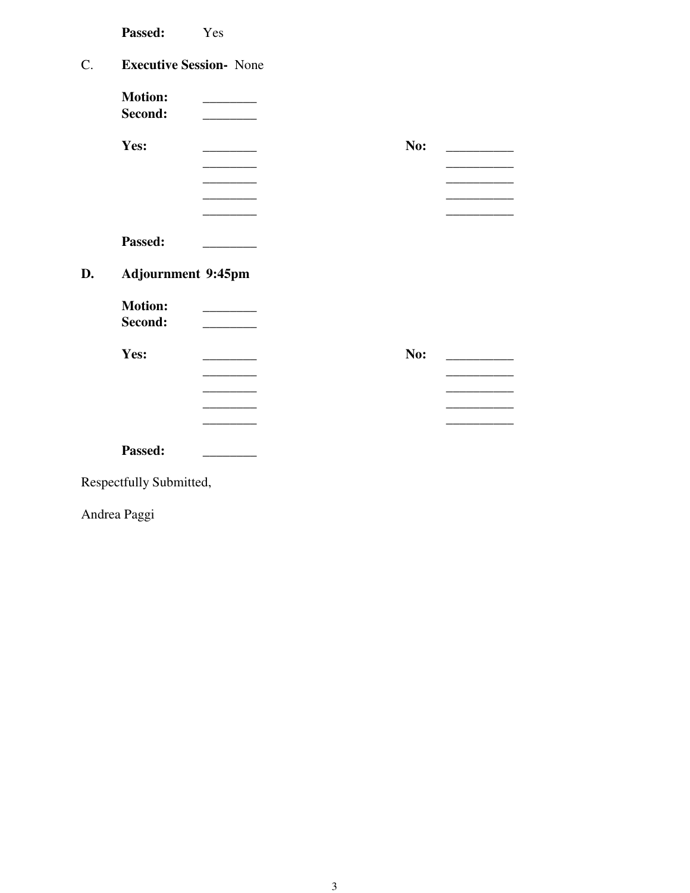**Passed:** Yes

C. **Executive Session-** None

**Motion:** ________
**Second:** ________

| | | | |
|---|---|---|---|
| **Yes:** | ________ | **No:** | __________ |
| | ________ | | __________ |
| | ________ | | __________ |
| | ________ | | __________ |
| | ________ | | __________ |

**Passed:** ________

**D. Adjournment 9:45pm**

**Motion:** ________
**Second:** ________

| | | | |
|---|---|---|---|
| **Yes:** | ________ | **No:** | __________ |
| | ________ | | __________ |
| | ________ | | __________ |
| | ________ | | __________ |
| | ________ | | __________ |

**Passed:** ________

Respectfully Submitted,

Andrea Paggi